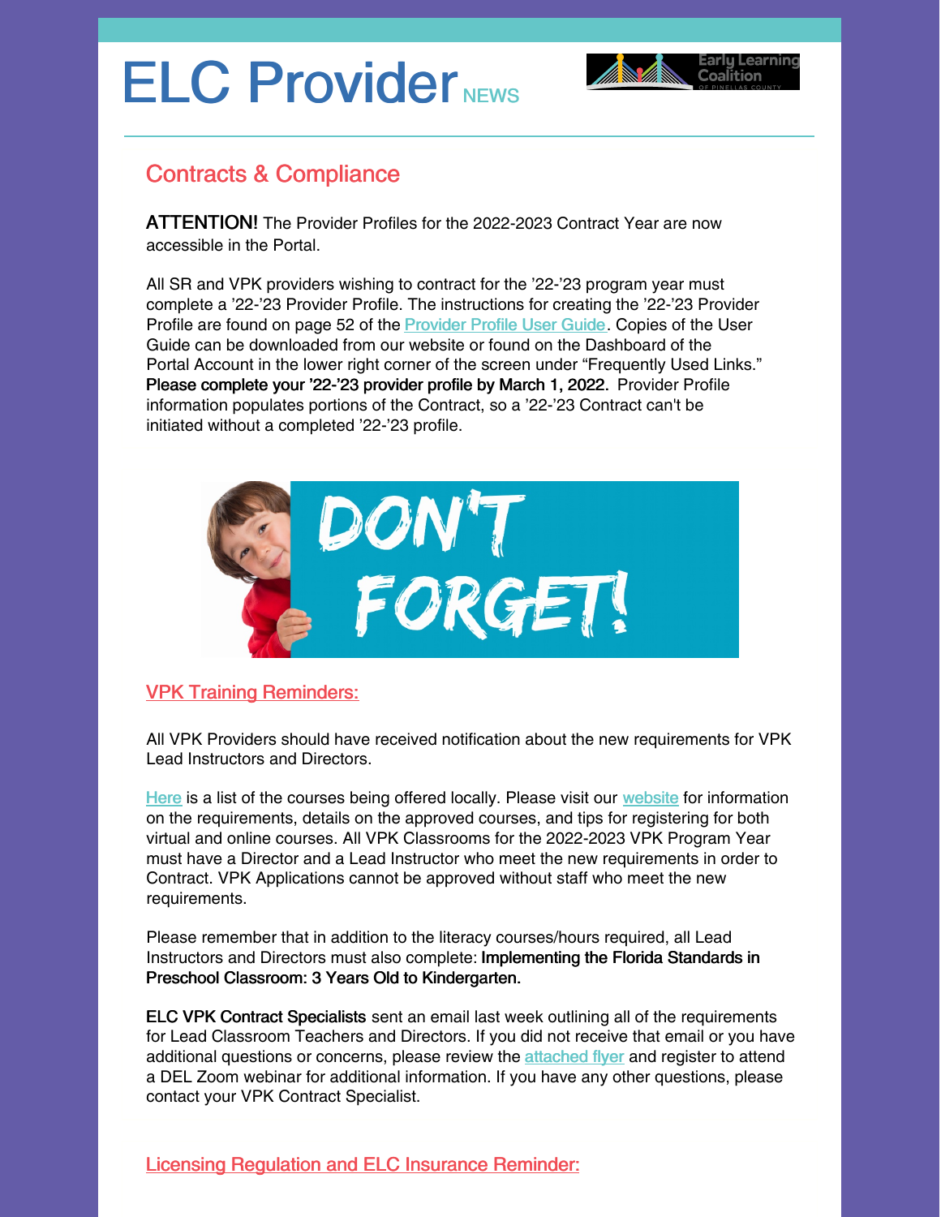# ELC Provider NEWS

## Contracts & Compliance

**ATTENTION!** The Provider Profiles for the 2022-2023 Contract Year are now accessible in the Portal.

All SR and VPK providers wishing to contract for the '22-'23 program year must complete a '22-'23 Provider Profile. The instructions for creating the '22-'23 Provider Profile are found on page 52 of the Provider Profile User Guide. Copies of the User Guide can be downloaded from our website or found on the Dashboard of the Portal Account in the lower right corner of the screen under "Frequently Used Links." **Please complete your '22-'23 provider profile by March 1, 2022.** Provider Profile information populates portions of the Contract, so a '22-'23 Contract can't be initiated without a completed '22-'23 profile.

### VPK Training Reminders:

All VPK Providers should have received notification about the new requirements for VPK Lead Instructors and Directors.

Here is a list of the courses being offered locally. Please visit our website for information on the requirements, details on the approved courses, and tips for registering for both virtual and online courses. All VPK Classrooms for the 2022-2023 VPK Program Year must have a Director and a Lead Instructor who meet the new requirements in order to Contract. VPK Applications cannot be approved without staff who meet the new requirements.

Please remember that in addition to the literacy courses/hours required, all Lead Instructors and Directors must also complete: **Implementing the Florida Standards in Preschool Classroom: 3 Years Old to Kindergarten.**

**ELC VPK Contract Specialists** sent an email last week outlining all of the requirements for Lead Classroom Teachers and Directors. If you did not receive that email or you have additional questions or concerns, please review the attached flyer and register to attend a DEL Zoom webinar for additional information. If you have any other questions, please contact your VPK Contract Specialist.

### Licensing Regulation and ELC Insurance Reminder: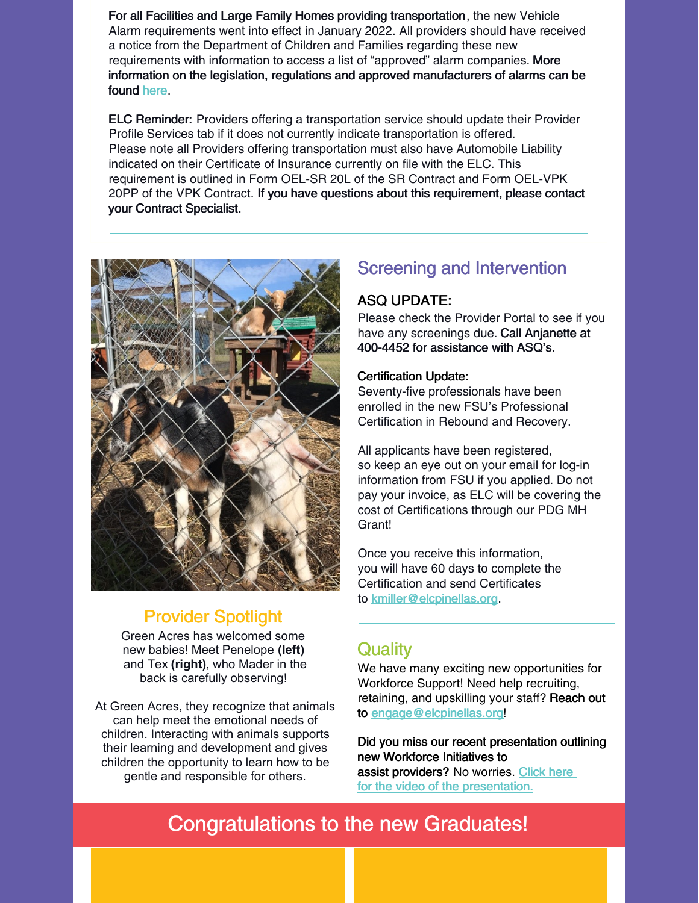**For all Facilities and Large Family Homes providing transportation**, the new Vehicle Alarm requirements went into effect in January 2022. All providers should have received a notice from the Department of Children and Families regarding these new requirements with information to access a list of "approved" alarm companies. **More information on the legislation, regulations and approved manufacturers of alarms can be found here.**

**ELC Reminder:** Providers offering a transportation service should update their Provider Profile Services tab if it does not currently indicate transportation is offered. Please note all Providers offering transportation must also have Automobile Liability indicated on their Certificate of Insurance currently on file with the ELC. This requirement is outlined in Form OEL-SR 20L of the SR Contract and Form OEL-VPK 20PP of the VPK Contract. **If you have questions about this requirement, please contact your Contract Specialist.**

---

## Provider Spotlight

Green Acres has welcomed some new babies! Meet Penelope **(left)** and Tex **(right)**, who Mader in the back is carefully observing!

At Green Acres, they recognize that animals can help meet the emotional needs of children. Interacting with animals supports their learning and development and gives children the opportunity to learn how to be gentle and responsible for others.

## Screening and Intervention

### ASQ UPDATE:

Please check the Provider Portal to see if you have any screenings due. **Call Anjanette at 400-4452 for assistance with ASQ's.**

**Certification Update:**

Seventy-five professionals have been enrolled in the new FSU's Professional Certification in Rebound and Recovery.

All applicants have been registered, so keep an eye out on your email for log-in information from FSU if you applied. Do not pay your invoice, as ELC will be covering the cost of Certifications through our PDG MH Grant!

Once you receive this information, you will have 60 days to complete the Certification and send Certificates to kmiller@elcpinellas.org.

---

## Quality

We have many exciting new opportunities for Workforce Support! Need help recruiting, retaining, and upskilling your staff? **Reach out to** engage@elcpinellas.org!

**Did you miss our recent presentation outlining new Workforce Initiatives to assist providers?** No worries. Click here for the video of the presentation.

## Congratulations to the new Graduates!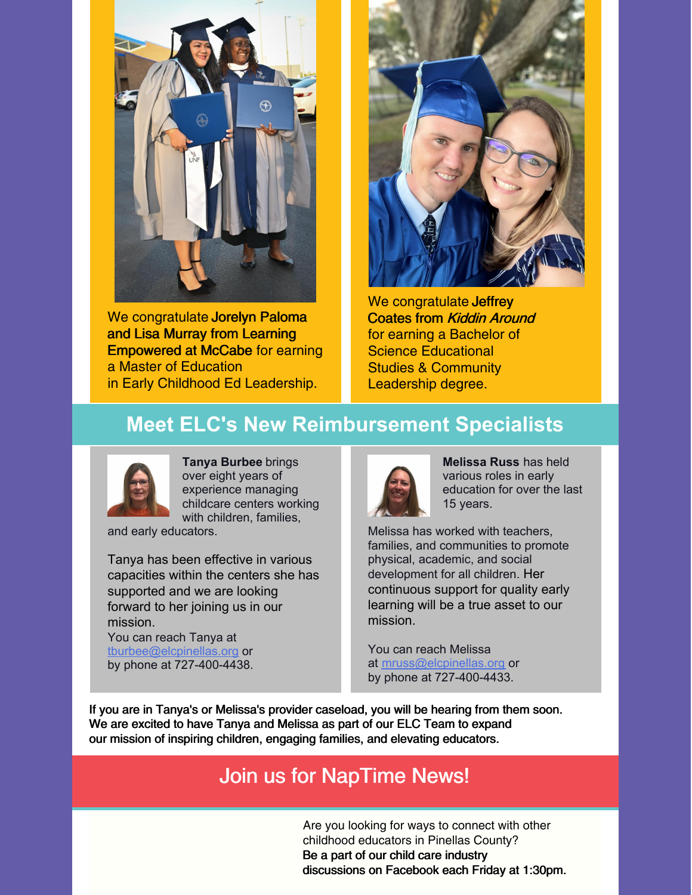We congratulate **Jorelyn Paloma and Lisa Murray from Learning Empowered at McCabe** for earning a Master of Education in Early Childhood Ed Leadership.

We congratulate **Jeffrey Coates from *Kiddin Around*** for earning a Bachelor of Science Educational Studies & Community Leadership degree.

## Meet ELC's New Reimbursement Specialists

**Tanya Burbee** brings over eight years of experience managing childcare centers working with children, families, and early educators.

Tanya has been effective in various capacities within the centers she has supported and we are looking forward to her joining us in our mission.
You can reach Tanya at tburbee@elcpinellas.org or by phone at 727-400-4438.

**Melissa Russ** has held various roles in early education for over the last 15 years.

Melissa has worked with teachers, families, and communities to promote physical, academic, and social development for all children. Her continuous support for quality early learning will be a true asset to our mission.

You can reach Melissa at mruss@elcpinellas.org or by phone at 727-400-4433.

**If you are in Tanya's or Melissa's provider caseload, you will be hearing from them soon. We are excited to have Tanya and Melissa as part of our ELC Team to expand our mission of inspiring children, engaging families, and elevating educators.**

## Join us for NapTime News!

Are you looking for ways to connect with other childhood educators in Pinellas County?
**Be a part of our child care industry discussions on Facebook each Friday at 1:30pm.**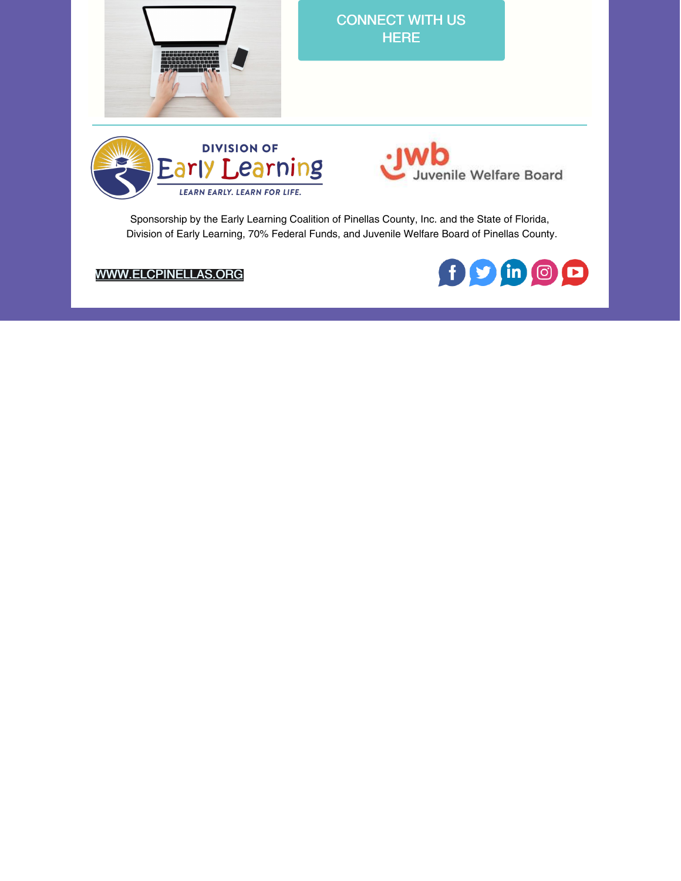CONNECT WITH US HERE

DIVISION OF Early Learning

LEARN EARLY. LEARN FOR LIFE.

JWB Juvenile Welfare Board

Sponsorship by the Early Learning Coalition of Pinellas County, Inc. and the State of Florida, Division of Early Learning, 70% Federal Funds, and Juvenile Welfare Board of Pinellas County.

WWW.ELCPINELLAS.ORG